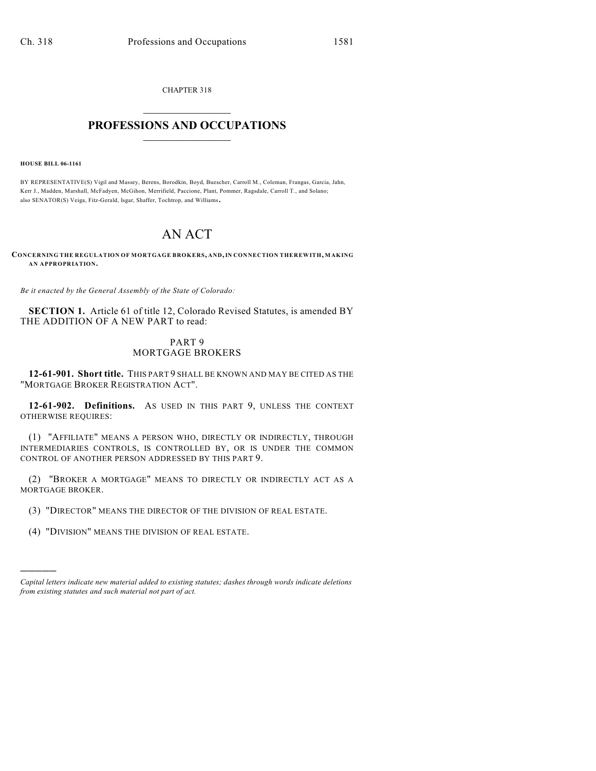CHAPTER 318

# PROFESSIONS AND OCCUPATIONS

**HOUSE BILL 06-1161**

BY REPRESENTATIVE(S) Vigil and Massey, Berens, Borodkin, Boyd, Buescher, Carroll M., Coleman, Frangas, Garcia, Jahn, Kerr J., Madden, Marshall, McFadyen, McGihon, Merrifield, Paccione, Plant, Pommer, Ragsdale, Carroll T., and Solano; also SENATOR(S) Veiga, Fitz-Gerald, Isgar, Shaffer, Tochtrop, and Williams.

# AN ACT

**CONCERNING THE REGULATION OF MORTGAGE BROKERS, AND, IN CONNECTION THEREWITH, MAKING AN APPROPRIATION.**

*Be it enacted by the General Assembly of the State of Colorado:*

**SECTION 1.** Article 61 of title 12, Colorado Revised Statutes, is amended BY THE ADDITION OF A NEW PART to read:

## PART 9
## MORTGAGE BROKERS

**12-61-901. Short title.** THIS PART 9 SHALL BE KNOWN AND MAY BE CITED AS THE "MORTGAGE BROKER REGISTRATION ACT".

**12-61-902. Definitions.** AS USED IN THIS PART 9, UNLESS THE CONTEXT OTHERWISE REQUIRES:

(1) "AFFILIATE" MEANS A PERSON WHO, DIRECTLY OR INDIRECTLY, THROUGH INTERMEDIARIES CONTROLS, IS CONTROLLED BY, OR IS UNDER THE COMMON CONTROL OF ANOTHER PERSON ADDRESSED BY THIS PART 9.

(2) "BROKER A MORTGAGE" MEANS TO DIRECTLY OR INDIRECTLY ACT AS A MORTGAGE BROKER.

(3) "DIRECTOR" MEANS THE DIRECTOR OF THE DIVISION OF REAL ESTATE.

(4) "DIVISION" MEANS THE DIVISION OF REAL ESTATE.

---

*Capital letters indicate new material added to existing statutes; dashes through words indicate deletions from existing statutes and such material not part of act.*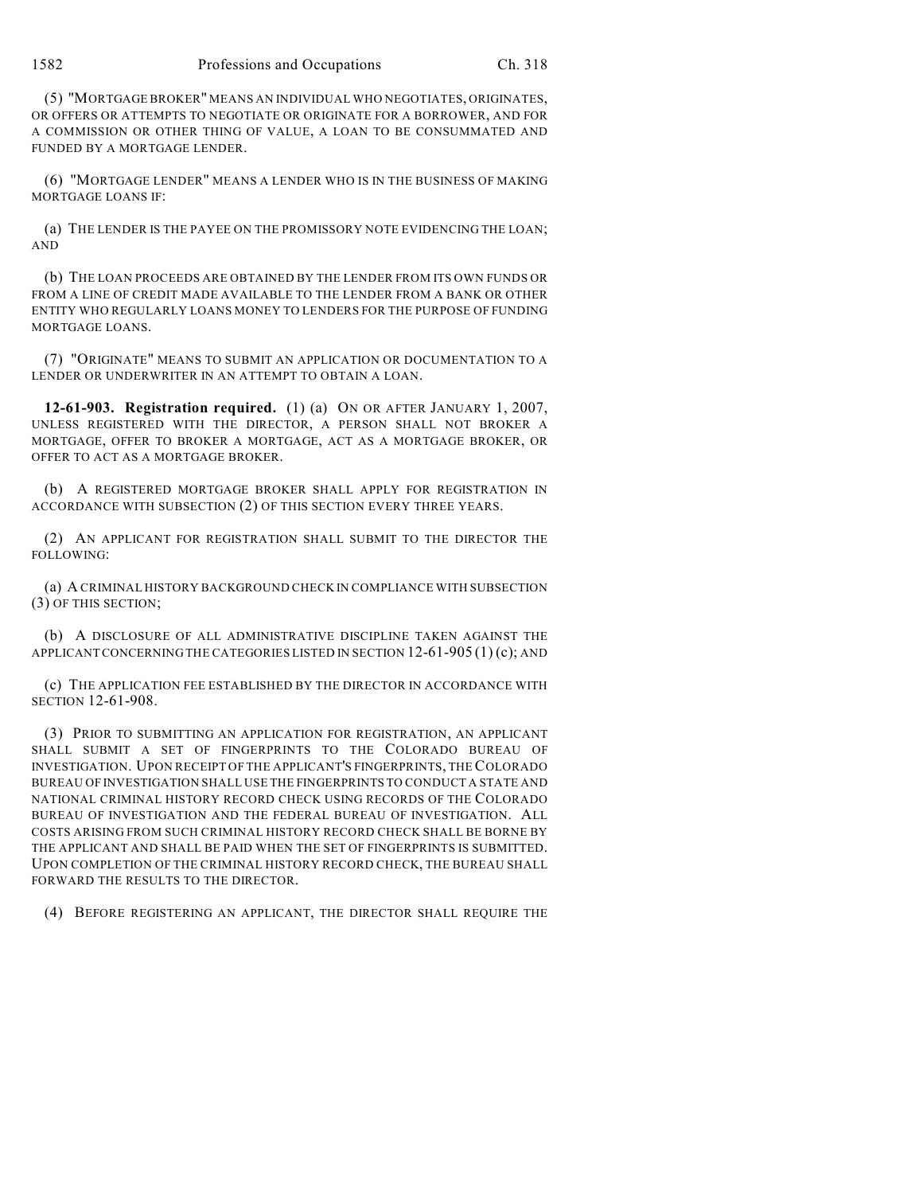(5) "MORTGAGE BROKER" MEANS AN INDIVIDUAL WHO NEGOTIATES, ORIGINATES, OR OFFERS OR ATTEMPTS TO NEGOTIATE OR ORIGINATE FOR A BORROWER, AND FOR A COMMISSION OR OTHER THING OF VALUE, A LOAN TO BE CONSUMMATED AND FUNDED BY A MORTGAGE LENDER.

(6) "MORTGAGE LENDER" MEANS A LENDER WHO IS IN THE BUSINESS OF MAKING MORTGAGE LOANS IF:

(a) THE LENDER IS THE PAYEE ON THE PROMISSORY NOTE EVIDENCING THE LOAN; AND

(b) THE LOAN PROCEEDS ARE OBTAINED BY THE LENDER FROM ITS OWN FUNDS OR FROM A LINE OF CREDIT MADE AVAILABLE TO THE LENDER FROM A BANK OR OTHER ENTITY WHO REGULARLY LOANS MONEY TO LENDERS FOR THE PURPOSE OF FUNDING MORTGAGE LOANS.

(7) "ORIGINATE" MEANS TO SUBMIT AN APPLICATION OR DOCUMENTATION TO A LENDER OR UNDERWRITER IN AN ATTEMPT TO OBTAIN A LOAN.

**12-61-903. Registration required.** (1) (a) ON OR AFTER JANUARY 1, 2007, UNLESS REGISTERED WITH THE DIRECTOR, A PERSON SHALL NOT BROKER A MORTGAGE, OFFER TO BROKER A MORTGAGE, ACT AS A MORTGAGE BROKER, OR OFFER TO ACT AS A MORTGAGE BROKER.

(b) A REGISTERED MORTGAGE BROKER SHALL APPLY FOR REGISTRATION IN ACCORDANCE WITH SUBSECTION (2) OF THIS SECTION EVERY THREE YEARS.

(2) AN APPLICANT FOR REGISTRATION SHALL SUBMIT TO THE DIRECTOR THE FOLLOWING:

(a) A CRIMINAL HISTORY BACKGROUND CHECK IN COMPLIANCE WITH SUBSECTION (3) OF THIS SECTION;

(b) A DISCLOSURE OF ALL ADMINISTRATIVE DISCIPLINE TAKEN AGAINST THE APPLICANT CONCERNING THE CATEGORIES LISTED IN SECTION 12-61-905 (1) (c); AND

(c) THE APPLICATION FEE ESTABLISHED BY THE DIRECTOR IN ACCORDANCE WITH SECTION 12-61-908.

(3) PRIOR TO SUBMITTING AN APPLICATION FOR REGISTRATION, AN APPLICANT SHALL SUBMIT A SET OF FINGERPRINTS TO THE COLORADO BUREAU OF INVESTIGATION. UPON RECEIPT OF THE APPLICANT'S FINGERPRINTS, THE COLORADO BUREAU OF INVESTIGATION SHALL USE THE FINGERPRINTS TO CONDUCT A STATE AND NATIONAL CRIMINAL HISTORY RECORD CHECK USING RECORDS OF THE COLORADO BUREAU OF INVESTIGATION AND THE FEDERAL BUREAU OF INVESTIGATION. ALL COSTS ARISING FROM SUCH CRIMINAL HISTORY RECORD CHECK SHALL BE BORNE BY THE APPLICANT AND SHALL BE PAID WHEN THE SET OF FINGERPRINTS IS SUBMITTED. UPON COMPLETION OF THE CRIMINAL HISTORY RECORD CHECK, THE BUREAU SHALL FORWARD THE RESULTS TO THE DIRECTOR.

(4) BEFORE REGISTERING AN APPLICANT, THE DIRECTOR SHALL REQUIRE THE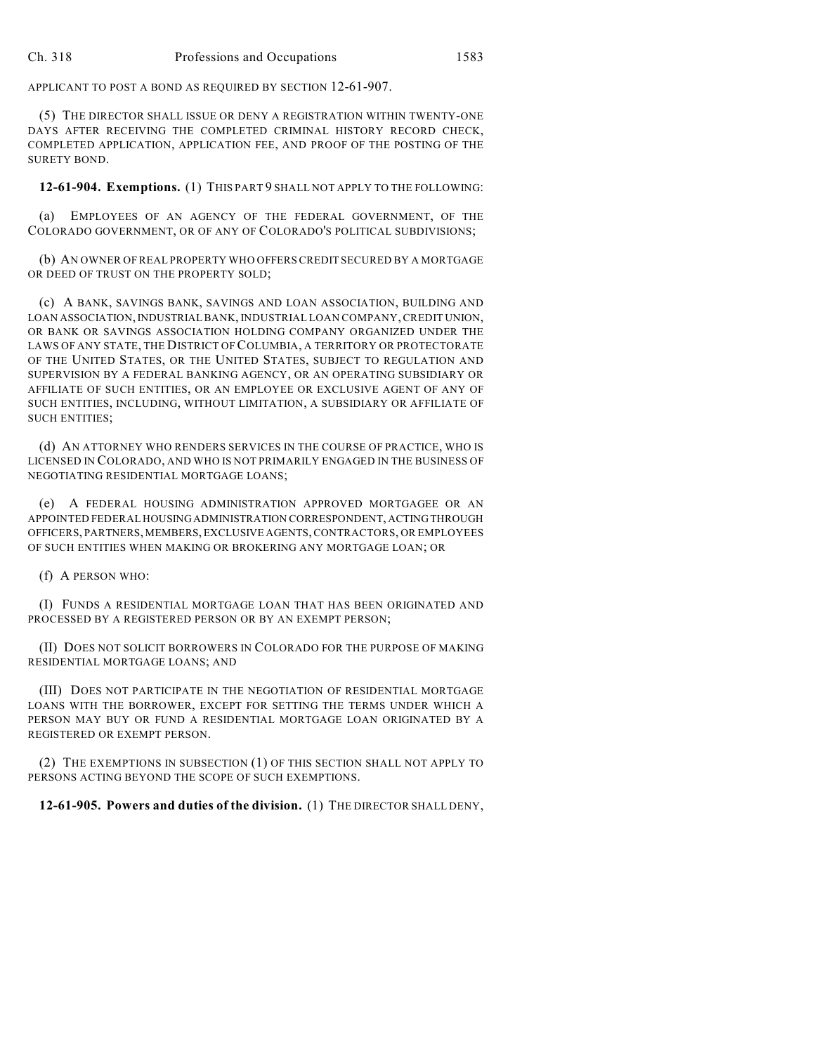APPLICANT TO POST A BOND AS REQUIRED BY SECTION 12-61-907.

(5) THE DIRECTOR SHALL ISSUE OR DENY A REGISTRATION WITHIN TWENTY-ONE DAYS AFTER RECEIVING THE COMPLETED CRIMINAL HISTORY RECORD CHECK, COMPLETED APPLICATION, APPLICATION FEE, AND PROOF OF THE POSTING OF THE SURETY BOND.

**12-61-904. Exemptions.** (1) THIS PART 9 SHALL NOT APPLY TO THE FOLLOWING:

(a) EMPLOYEES OF AN AGENCY OF THE FEDERAL GOVERNMENT, OF THE COLORADO GOVERNMENT, OR OF ANY OF COLORADO'S POLITICAL SUBDIVISIONS;

(b) AN OWNER OF REAL PROPERTY WHO OFFERS CREDIT SECURED BY A MORTGAGE OR DEED OF TRUST ON THE PROPERTY SOLD;

(c) A BANK, SAVINGS BANK, SAVINGS AND LOAN ASSOCIATION, BUILDING AND LOAN ASSOCIATION, INDUSTRIAL BANK, INDUSTRIAL LOAN COMPANY, CREDIT UNION, OR BANK OR SAVINGS ASSOCIATION HOLDING COMPANY ORGANIZED UNDER THE LAWS OF ANY STATE, THE DISTRICT OF COLUMBIA, A TERRITORY OR PROTECTORATE OF THE UNITED STATES, OR THE UNITED STATES, SUBJECT TO REGULATION AND SUPERVISION BY A FEDERAL BANKING AGENCY, OR AN OPERATING SUBSIDIARY OR AFFILIATE OF SUCH ENTITIES, OR AN EMPLOYEE OR EXCLUSIVE AGENT OF ANY OF SUCH ENTITIES, INCLUDING, WITHOUT LIMITATION, A SUBSIDIARY OR AFFILIATE OF SUCH ENTITIES;

(d) AN ATTORNEY WHO RENDERS SERVICES IN THE COURSE OF PRACTICE, WHO IS LICENSED IN COLORADO, AND WHO IS NOT PRIMARILY ENGAGED IN THE BUSINESS OF NEGOTIATING RESIDENTIAL MORTGAGE LOANS;

(e) A FEDERAL HOUSING ADMINISTRATION APPROVED MORTGAGEE OR AN APPOINTED FEDERAL HOUSING ADMINISTRATION CORRESPONDENT, ACTING THROUGH OFFICERS, PARTNERS, MEMBERS, EXCLUSIVE AGENTS, CONTRACTORS, OR EMPLOYEES OF SUCH ENTITIES WHEN MAKING OR BROKERING ANY MORTGAGE LOAN; OR

(f) A PERSON WHO:

(I) FUNDS A RESIDENTIAL MORTGAGE LOAN THAT HAS BEEN ORIGINATED AND PROCESSED BY A REGISTERED PERSON OR BY AN EXEMPT PERSON;

(II) DOES NOT SOLICIT BORROWERS IN COLORADO FOR THE PURPOSE OF MAKING RESIDENTIAL MORTGAGE LOANS; AND

(III) DOES NOT PARTICIPATE IN THE NEGOTIATION OF RESIDENTIAL MORTGAGE LOANS WITH THE BORROWER, EXCEPT FOR SETTING THE TERMS UNDER WHICH A PERSON MAY BUY OR FUND A RESIDENTIAL MORTGAGE LOAN ORIGINATED BY A REGISTERED OR EXEMPT PERSON.

(2) THE EXEMPTIONS IN SUBSECTION (1) OF THIS SECTION SHALL NOT APPLY TO PERSONS ACTING BEYOND THE SCOPE OF SUCH EXEMPTIONS.

**12-61-905. Powers and duties of the division.** (1) THE DIRECTOR SHALL DENY,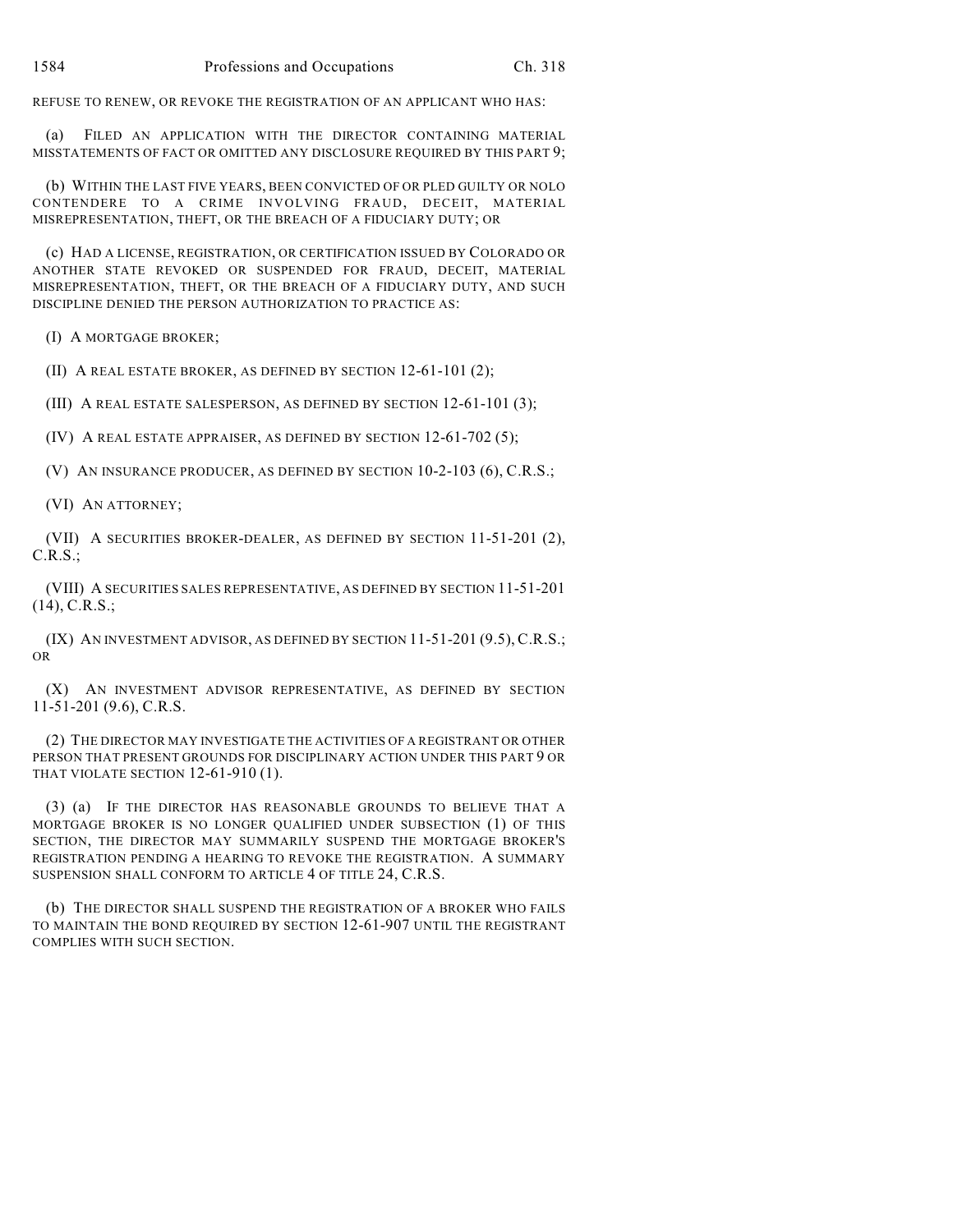REFUSE TO RENEW, OR REVOKE THE REGISTRATION OF AN APPLICANT WHO HAS:

(a) FILED AN APPLICATION WITH THE DIRECTOR CONTAINING MATERIAL MISSTATEMENTS OF FACT OR OMITTED ANY DISCLOSURE REQUIRED BY THIS PART 9;

(b) WITHIN THE LAST FIVE YEARS, BEEN CONVICTED OF OR PLED GUILTY OR NOLO CONTENDERE TO A CRIME INVOLVING FRAUD, DECEIT, MATERIAL MISREPRESENTATION, THEFT, OR THE BREACH OF A FIDUCIARY DUTY; OR

(c) HAD A LICENSE, REGISTRATION, OR CERTIFICATION ISSUED BY COLORADO OR ANOTHER STATE REVOKED OR SUSPENDED FOR FRAUD, DECEIT, MATERIAL MISREPRESENTATION, THEFT, OR THE BREACH OF A FIDUCIARY DUTY, AND SUCH DISCIPLINE DENIED THE PERSON AUTHORIZATION TO PRACTICE AS:

(I) A MORTGAGE BROKER;

(II) A REAL ESTATE BROKER, AS DEFINED BY SECTION 12-61-101 (2);

(III) A REAL ESTATE SALESPERSON, AS DEFINED BY SECTION 12-61-101 (3);

(IV) A REAL ESTATE APPRAISER, AS DEFINED BY SECTION 12-61-702 (5);

(V) AN INSURANCE PRODUCER, AS DEFINED BY SECTION 10-2-103 (6), C.R.S.;

(VI) AN ATTORNEY;

(VII) A SECURITIES BROKER-DEALER, AS DEFINED BY SECTION 11-51-201 (2), C.R.S.;

(VIII) A SECURITIES SALES REPRESENTATIVE, AS DEFINED BY SECTION 11-51-201 (14), C.R.S.;

(IX) AN INVESTMENT ADVISOR, AS DEFINED BY SECTION 11-51-201 (9.5), C.R.S.; OR

(X) AN INVESTMENT ADVISOR REPRESENTATIVE, AS DEFINED BY SECTION 11-51-201 (9.6), C.R.S.

(2) THE DIRECTOR MAY INVESTIGATE THE ACTIVITIES OF A REGISTRANT OR OTHER PERSON THAT PRESENT GROUNDS FOR DISCIPLINARY ACTION UNDER THIS PART 9 OR THAT VIOLATE SECTION 12-61-910 (1).

(3) (a) IF THE DIRECTOR HAS REASONABLE GROUNDS TO BELIEVE THAT A MORTGAGE BROKER IS NO LONGER QUALIFIED UNDER SUBSECTION (1) OF THIS SECTION, THE DIRECTOR MAY SUMMARILY SUSPEND THE MORTGAGE BROKER'S REGISTRATION PENDING A HEARING TO REVOKE THE REGISTRATION. A SUMMARY SUSPENSION SHALL CONFORM TO ARTICLE 4 OF TITLE 24, C.R.S.

(b) THE DIRECTOR SHALL SUSPEND THE REGISTRATION OF A BROKER WHO FAILS TO MAINTAIN THE BOND REQUIRED BY SECTION 12-61-907 UNTIL THE REGISTRANT COMPLIES WITH SUCH SECTION.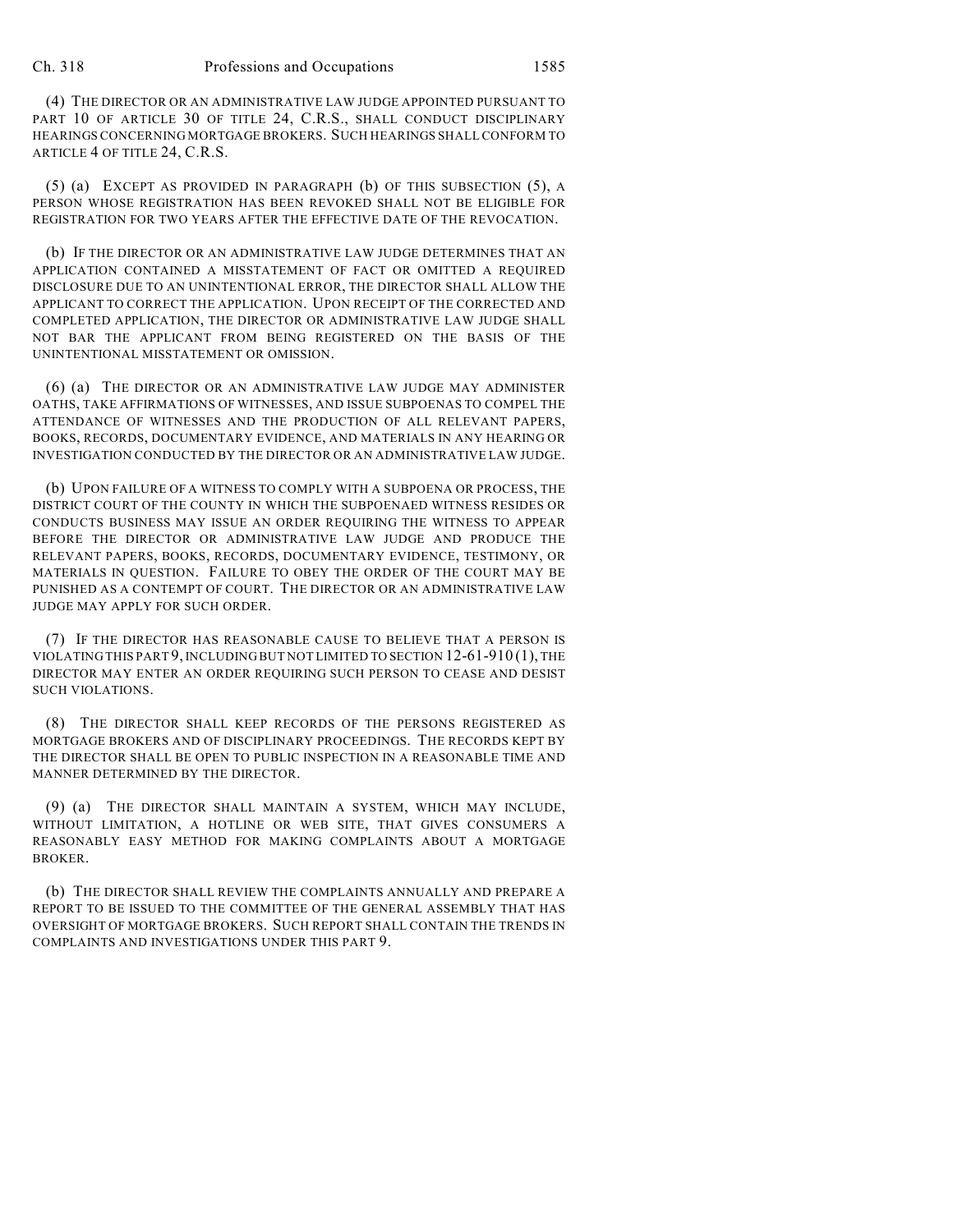(4) THE DIRECTOR OR AN ADMINISTRATIVE LAW JUDGE APPOINTED PURSUANT TO PART 10 OF ARTICLE 30 OF TITLE 24, C.R.S., SHALL CONDUCT DISCIPLINARY HEARINGS CONCERNING MORTGAGE BROKERS. SUCH HEARINGS SHALL CONFORM TO ARTICLE 4 OF TITLE 24, C.R.S.

(5) (a) EXCEPT AS PROVIDED IN PARAGRAPH (b) OF THIS SUBSECTION (5), A PERSON WHOSE REGISTRATION HAS BEEN REVOKED SHALL NOT BE ELIGIBLE FOR REGISTRATION FOR TWO YEARS AFTER THE EFFECTIVE DATE OF THE REVOCATION.

(b) IF THE DIRECTOR OR AN ADMINISTRATIVE LAW JUDGE DETERMINES THAT AN APPLICATION CONTAINED A MISSTATEMENT OF FACT OR OMITTED A REQUIRED DISCLOSURE DUE TO AN UNINTENTIONAL ERROR, THE DIRECTOR SHALL ALLOW THE APPLICANT TO CORRECT THE APPLICATION. UPON RECEIPT OF THE CORRECTED AND COMPLETED APPLICATION, THE DIRECTOR OR ADMINISTRATIVE LAW JUDGE SHALL NOT BAR THE APPLICANT FROM BEING REGISTERED ON THE BASIS OF THE UNINTENTIONAL MISSTATEMENT OR OMISSION.

(6) (a) THE DIRECTOR OR AN ADMINISTRATIVE LAW JUDGE MAY ADMINISTER OATHS, TAKE AFFIRMATIONS OF WITNESSES, AND ISSUE SUBPOENAS TO COMPEL THE ATTENDANCE OF WITNESSES AND THE PRODUCTION OF ALL RELEVANT PAPERS, BOOKS, RECORDS, DOCUMENTARY EVIDENCE, AND MATERIALS IN ANY HEARING OR INVESTIGATION CONDUCTED BY THE DIRECTOR OR AN ADMINISTRATIVE LAW JUDGE.

(b) UPON FAILURE OF A WITNESS TO COMPLY WITH A SUBPOENA OR PROCESS, THE DISTRICT COURT OF THE COUNTY IN WHICH THE SUBPOENAED WITNESS RESIDES OR CONDUCTS BUSINESS MAY ISSUE AN ORDER REQUIRING THE WITNESS TO APPEAR BEFORE THE DIRECTOR OR ADMINISTRATIVE LAW JUDGE AND PRODUCE THE RELEVANT PAPERS, BOOKS, RECORDS, DOCUMENTARY EVIDENCE, TESTIMONY, OR MATERIALS IN QUESTION. FAILURE TO OBEY THE ORDER OF THE COURT MAY BE PUNISHED AS A CONTEMPT OF COURT. THE DIRECTOR OR AN ADMINISTRATIVE LAW JUDGE MAY APPLY FOR SUCH ORDER.

(7) IF THE DIRECTOR HAS REASONABLE CAUSE TO BELIEVE THAT A PERSON IS VIOLATING THIS PART 9, INCLUDING BUT NOT LIMITED TO SECTION 12-61-910 (1), THE DIRECTOR MAY ENTER AN ORDER REQUIRING SUCH PERSON TO CEASE AND DESIST SUCH VIOLATIONS.

(8) THE DIRECTOR SHALL KEEP RECORDS OF THE PERSONS REGISTERED AS MORTGAGE BROKERS AND OF DISCIPLINARY PROCEEDINGS. THE RECORDS KEPT BY THE DIRECTOR SHALL BE OPEN TO PUBLIC INSPECTION IN A REASONABLE TIME AND MANNER DETERMINED BY THE DIRECTOR.

(9) (a) THE DIRECTOR SHALL MAINTAIN A SYSTEM, WHICH MAY INCLUDE, WITHOUT LIMITATION, A HOTLINE OR WEB SITE, THAT GIVES CONSUMERS A REASONABLY EASY METHOD FOR MAKING COMPLAINTS ABOUT A MORTGAGE BROKER.

(b) THE DIRECTOR SHALL REVIEW THE COMPLAINTS ANNUALLY AND PREPARE A REPORT TO BE ISSUED TO THE COMMITTEE OF THE GENERAL ASSEMBLY THAT HAS OVERSIGHT OF MORTGAGE BROKERS. SUCH REPORT SHALL CONTAIN THE TRENDS IN COMPLAINTS AND INVESTIGATIONS UNDER THIS PART 9.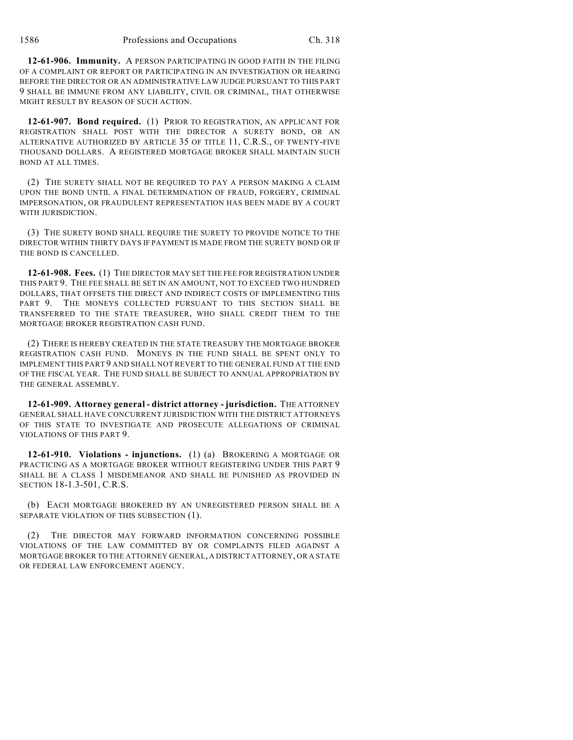**12-61-906. Immunity.** A PERSON PARTICIPATING IN GOOD FAITH IN THE FILING OF A COMPLAINT OR REPORT OR PARTICIPATING IN AN INVESTIGATION OR HEARING BEFORE THE DIRECTOR OR AN ADMINISTRATIVE LAW JUDGE PURSUANT TO THIS PART 9 SHALL BE IMMUNE FROM ANY LIABILITY, CIVIL OR CRIMINAL, THAT OTHERWISE MIGHT RESULT BY REASON OF SUCH ACTION.

**12-61-907. Bond required.** (1) PRIOR TO REGISTRATION, AN APPLICANT FOR REGISTRATION SHALL POST WITH THE DIRECTOR A SURETY BOND, OR AN ALTERNATIVE AUTHORIZED BY ARTICLE 35 OF TITLE 11, C.R.S., OF TWENTY-FIVE THOUSAND DOLLARS. A REGISTERED MORTGAGE BROKER SHALL MAINTAIN SUCH BOND AT ALL TIMES.

(2) THE SURETY SHALL NOT BE REQUIRED TO PAY A PERSON MAKING A CLAIM UPON THE BOND UNTIL A FINAL DETERMINATION OF FRAUD, FORGERY, CRIMINAL IMPERSONATION, OR FRAUDULENT REPRESENTATION HAS BEEN MADE BY A COURT WITH JURISDICTION.

(3) THE SURETY BOND SHALL REQUIRE THE SURETY TO PROVIDE NOTICE TO THE DIRECTOR WITHIN THIRTY DAYS IF PAYMENT IS MADE FROM THE SURETY BOND OR IF THE BOND IS CANCELLED.

**12-61-908. Fees.** (1) THE DIRECTOR MAY SET THE FEE FOR REGISTRATION UNDER THIS PART 9. THE FEE SHALL BE SET IN AN AMOUNT, NOT TO EXCEED TWO HUNDRED DOLLARS, THAT OFFSETS THE DIRECT AND INDIRECT COSTS OF IMPLEMENTING THIS PART 9. THE MONEYS COLLECTED PURSUANT TO THIS SECTION SHALL BE TRANSFERRED TO THE STATE TREASURER, WHO SHALL CREDIT THEM TO THE MORTGAGE BROKER REGISTRATION CASH FUND.

(2) THERE IS HEREBY CREATED IN THE STATE TREASURY THE MORTGAGE BROKER REGISTRATION CASH FUND. MONEYS IN THE FUND SHALL BE SPENT ONLY TO IMPLEMENT THIS PART 9 AND SHALL NOT REVERT TO THE GENERAL FUND AT THE END OF THE FISCAL YEAR. THE FUND SHALL BE SUBJECT TO ANNUAL APPROPRIATION BY THE GENERAL ASSEMBLY.

**12-61-909. Attorney general - district attorney - jurisdiction.** THE ATTORNEY GENERAL SHALL HAVE CONCURRENT JURISDICTION WITH THE DISTRICT ATTORNEYS OF THIS STATE TO INVESTIGATE AND PROSECUTE ALLEGATIONS OF CRIMINAL VIOLATIONS OF THIS PART 9.

**12-61-910. Violations - injunctions.** (1) (a) BROKERING A MORTGAGE OR PRACTICING AS A MORTGAGE BROKER WITHOUT REGISTERING UNDER THIS PART 9 SHALL BE A CLASS 1 MISDEMEANOR AND SHALL BE PUNISHED AS PROVIDED IN SECTION 18-1.3-501, C.R.S.

(b) EACH MORTGAGE BROKERED BY AN UNREGISTERED PERSON SHALL BE A SEPARATE VIOLATION OF THIS SUBSECTION (1).

(2) THE DIRECTOR MAY FORWARD INFORMATION CONCERNING POSSIBLE VIOLATIONS OF THE LAW COMMITTED BY OR COMPLAINTS FILED AGAINST A MORTGAGE BROKER TO THE ATTORNEY GENERAL, A DISTRICT ATTORNEY, OR A STATE OR FEDERAL LAW ENFORCEMENT AGENCY.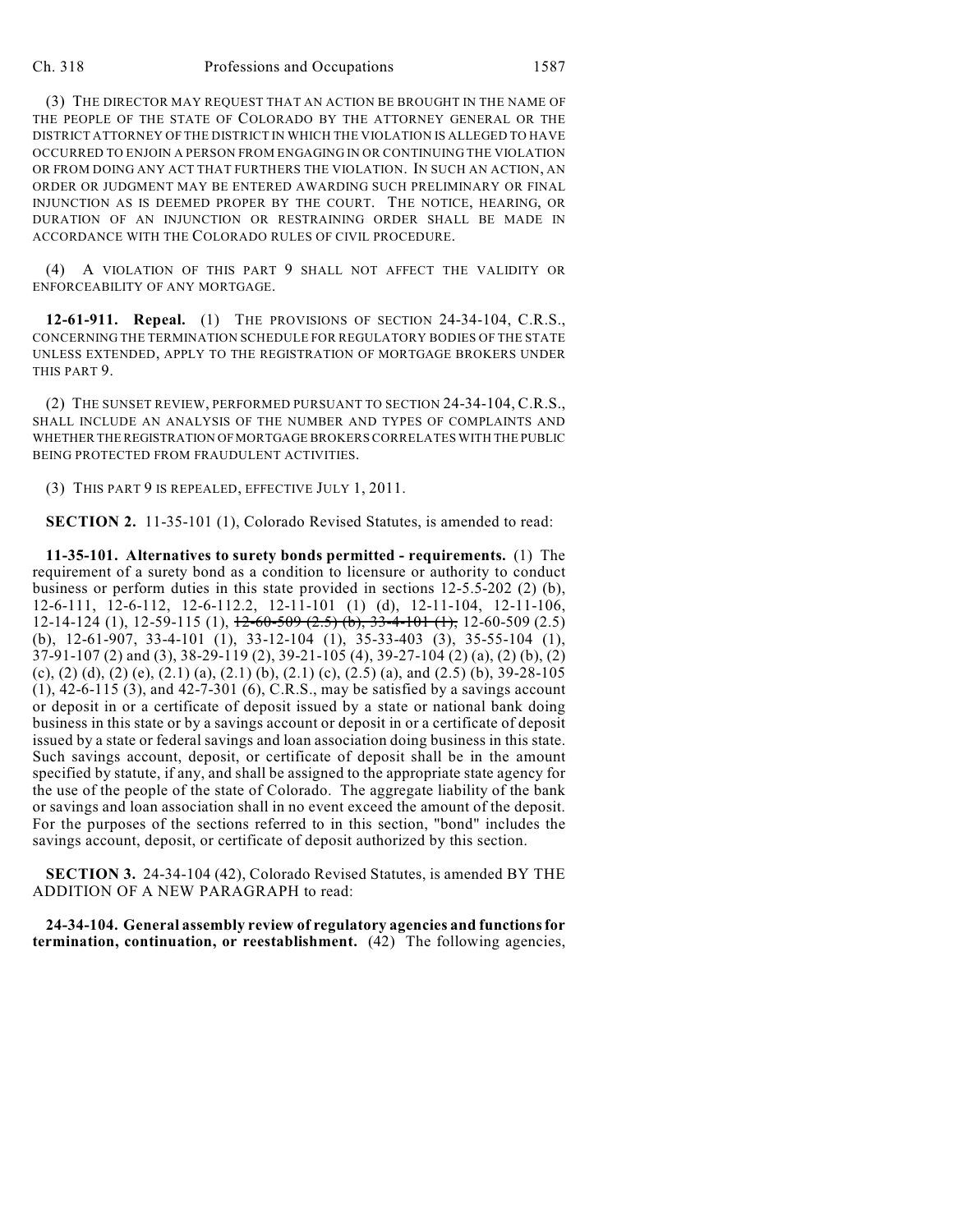(3) THE DIRECTOR MAY REQUEST THAT AN ACTION BE BROUGHT IN THE NAME OF THE PEOPLE OF THE STATE OF COLORADO BY THE ATTORNEY GENERAL OR THE DISTRICT ATTORNEY OF THE DISTRICT IN WHICH THE VIOLATION IS ALLEGED TO HAVE OCCURRED TO ENJOIN A PERSON FROM ENGAGING IN OR CONTINUING THE VIOLATION OR FROM DOING ANY ACT THAT FURTHERS THE VIOLATION. IN SUCH AN ACTION, AN ORDER OR JUDGMENT MAY BE ENTERED AWARDING SUCH PRELIMINARY OR FINAL INJUNCTION AS IS DEEMED PROPER BY THE COURT. THE NOTICE, HEARING, OR DURATION OF AN INJUNCTION OR RESTRAINING ORDER SHALL BE MADE IN ACCORDANCE WITH THE COLORADO RULES OF CIVIL PROCEDURE.

(4) A VIOLATION OF THIS PART 9 SHALL NOT AFFECT THE VALIDITY OR ENFORCEABILITY OF ANY MORTGAGE.

**12-61-911. Repeal.** (1) THE PROVISIONS OF SECTION 24-34-104, C.R.S., CONCERNING THE TERMINATION SCHEDULE FOR REGULATORY BODIES OF THE STATE UNLESS EXTENDED, APPLY TO THE REGISTRATION OF MORTGAGE BROKERS UNDER THIS PART 9.

(2) THE SUNSET REVIEW, PERFORMED PURSUANT TO SECTION 24-34-104, C.R.S., SHALL INCLUDE AN ANALYSIS OF THE NUMBER AND TYPES OF COMPLAINTS AND WHETHER THE REGISTRATION OF MORTGAGE BROKERS CORRELATES WITH THE PUBLIC BEING PROTECTED FROM FRAUDULENT ACTIVITIES.

(3) THIS PART 9 IS REPEALED, EFFECTIVE JULY 1, 2011.

**SECTION 2.** 11-35-101 (1), Colorado Revised Statutes, is amended to read:

**11-35-101. Alternatives to surety bonds permitted - requirements.** (1) The requirement of a surety bond as a condition to licensure or authority to conduct business or perform duties in this state provided in sections 12-5.5-202 (2) (b), 12-6-111, 12-6-112, 12-6-112.2, 12-11-101 (1) (d), 12-11-104, 12-11-106, 12-14-124 (1), 12-59-115 (1), ~~12-60-509 (2.5) (b), 33-4-101 (1),~~ 12-60-509 (2.5) (b), 12-61-907, 33-4-101 (1), 33-12-104 (1), 35-33-403 (3), 35-55-104 (1), 37-91-107 (2) and (3), 38-29-119 (2), 39-21-105 (4), 39-27-104 (2) (a), (2) (b), (2) (c), (2) (d), (2) (e), (2.1) (a), (2.1) (b), (2.1) (c), (2.5) (a), and (2.5) (b), 39-28-105 (1), 42-6-115 (3), and 42-7-301 (6), C.R.S., may be satisfied by a savings account or deposit in or a certificate of deposit issued by a state or national bank doing business in this state or by a savings account or deposit in or a certificate of deposit issued by a state or federal savings and loan association doing business in this state. Such savings account, deposit, or certificate of deposit shall be in the amount specified by statute, if any, and shall be assigned to the appropriate state agency for the use of the people of the state of Colorado. The aggregate liability of the bank or savings and loan association shall in no event exceed the amount of the deposit. For the purposes of the sections referred to in this section, "bond" includes the savings account, deposit, or certificate of deposit authorized by this section.

**SECTION 3.** 24-34-104 (42), Colorado Revised Statutes, is amended BY THE ADDITION OF A NEW PARAGRAPH to read:

**24-34-104. General assembly review of regulatory agencies and functions for termination, continuation, or reestablishment.** (42) The following agencies,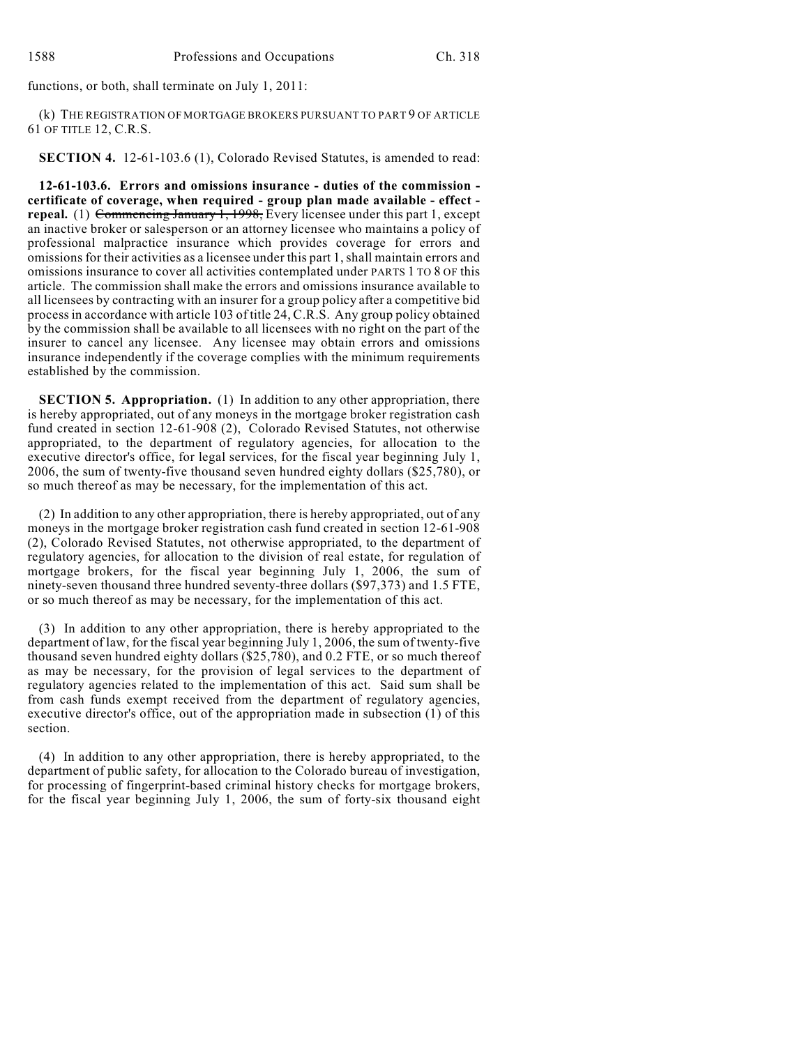functions, or both, shall terminate on July 1, 2011:

(k) THE REGISTRATION OF MORTGAGE BROKERS PURSUANT TO PART 9 OF ARTICLE 61 OF TITLE 12, C.R.S.

**SECTION 4.** 12-61-103.6 (1), Colorado Revised Statutes, is amended to read:

**12-61-103.6. Errors and omissions insurance - duties of the commission - certificate of coverage, when required - group plan made available - effect - repeal.** (1) ~~Commencing January 1, 1998,~~ Every licensee under this part 1, except an inactive broker or salesperson or an attorney licensee who maintains a policy of professional malpractice insurance which provides coverage for errors and omissions for their activities as a licensee under this part 1, shall maintain errors and omissions insurance to cover all activities contemplated under PARTS 1 TO 8 OF this article. The commission shall make the errors and omissions insurance available to all licensees by contracting with an insurer for a group policy after a competitive bid process in accordance with article 103 of title 24, C.R.S. Any group policy obtained by the commission shall be available to all licensees with no right on the part of the insurer to cancel any licensee. Any licensee may obtain errors and omissions insurance independently if the coverage complies with the minimum requirements established by the commission.

**SECTION 5. Appropriation.** (1) In addition to any other appropriation, there is hereby appropriated, out of any moneys in the mortgage broker registration cash fund created in section 12-61-908 (2), Colorado Revised Statutes, not otherwise appropriated, to the department of regulatory agencies, for allocation to the executive director's office, for legal services, for the fiscal year beginning July 1, 2006, the sum of twenty-five thousand seven hundred eighty dollars ($25,780), or so much thereof as may be necessary, for the implementation of this act.

(2) In addition to any other appropriation, there is hereby appropriated, out of any moneys in the mortgage broker registration cash fund created in section 12-61-908 (2), Colorado Revised Statutes, not otherwise appropriated, to the department of regulatory agencies, for allocation to the division of real estate, for regulation of mortgage brokers, for the fiscal year beginning July 1, 2006, the sum of ninety-seven thousand three hundred seventy-three dollars ($97,373) and 1.5 FTE, or so much thereof as may be necessary, for the implementation of this act.

(3) In addition to any other appropriation, there is hereby appropriated to the department of law, for the fiscal year beginning July 1, 2006, the sum of twenty-five thousand seven hundred eighty dollars ($25,780), and 0.2 FTE, or so much thereof as may be necessary, for the provision of legal services to the department of regulatory agencies related to the implementation of this act. Said sum shall be from cash funds exempt received from the department of regulatory agencies, executive director's office, out of the appropriation made in subsection (1) of this section.

(4) In addition to any other appropriation, there is hereby appropriated, to the department of public safety, for allocation to the Colorado bureau of investigation, for processing of fingerprint-based criminal history checks for mortgage brokers, for the fiscal year beginning July 1, 2006, the sum of forty-six thousand eight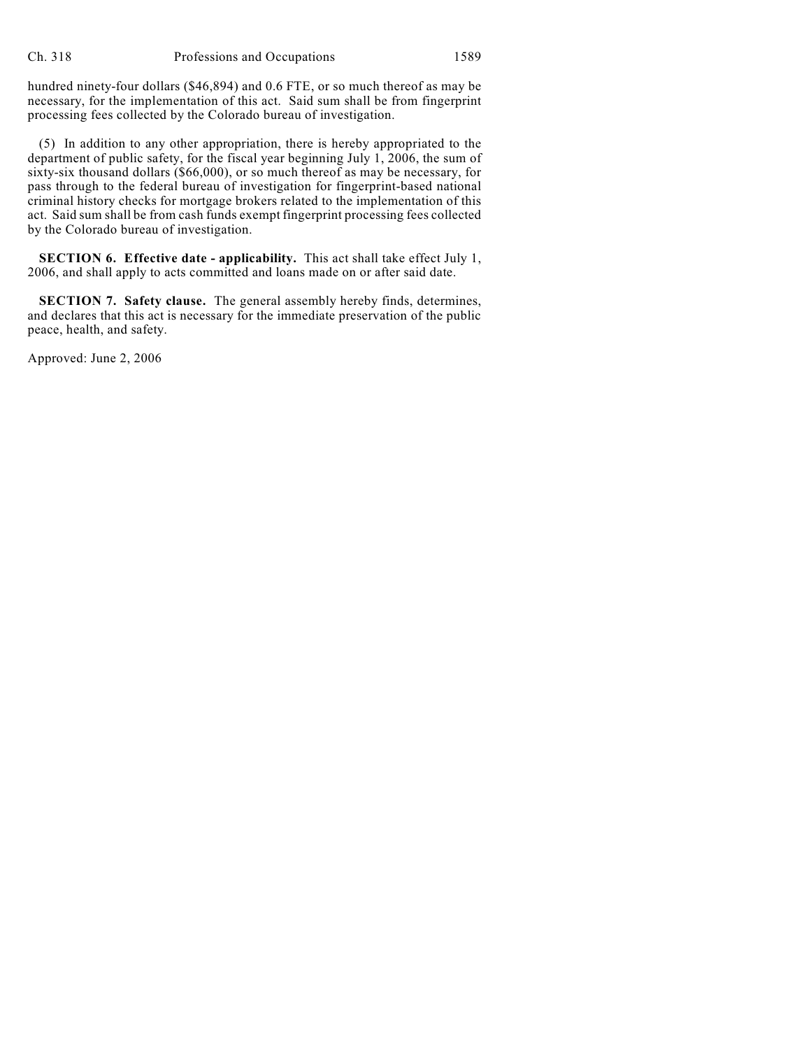hundred ninety-four dollars ($46,894) and 0.6 FTE, or so much thereof as may be necessary, for the implementation of this act. Said sum shall be from fingerprint processing fees collected by the Colorado bureau of investigation.

(5) In addition to any other appropriation, there is hereby appropriated to the department of public safety, for the fiscal year beginning July 1, 2006, the sum of sixty-six thousand dollars ($66,000), or so much thereof as may be necessary, for pass through to the federal bureau of investigation for fingerprint-based national criminal history checks for mortgage brokers related to the implementation of this act. Said sum shall be from cash funds exempt fingerprint processing fees collected by the Colorado bureau of investigation.

**SECTION 6. Effective date - applicability.** This act shall take effect July 1, 2006, and shall apply to acts committed and loans made on or after said date.

**SECTION 7. Safety clause.** The general assembly hereby finds, determines, and declares that this act is necessary for the immediate preservation of the public peace, health, and safety.

Approved: June 2, 2006